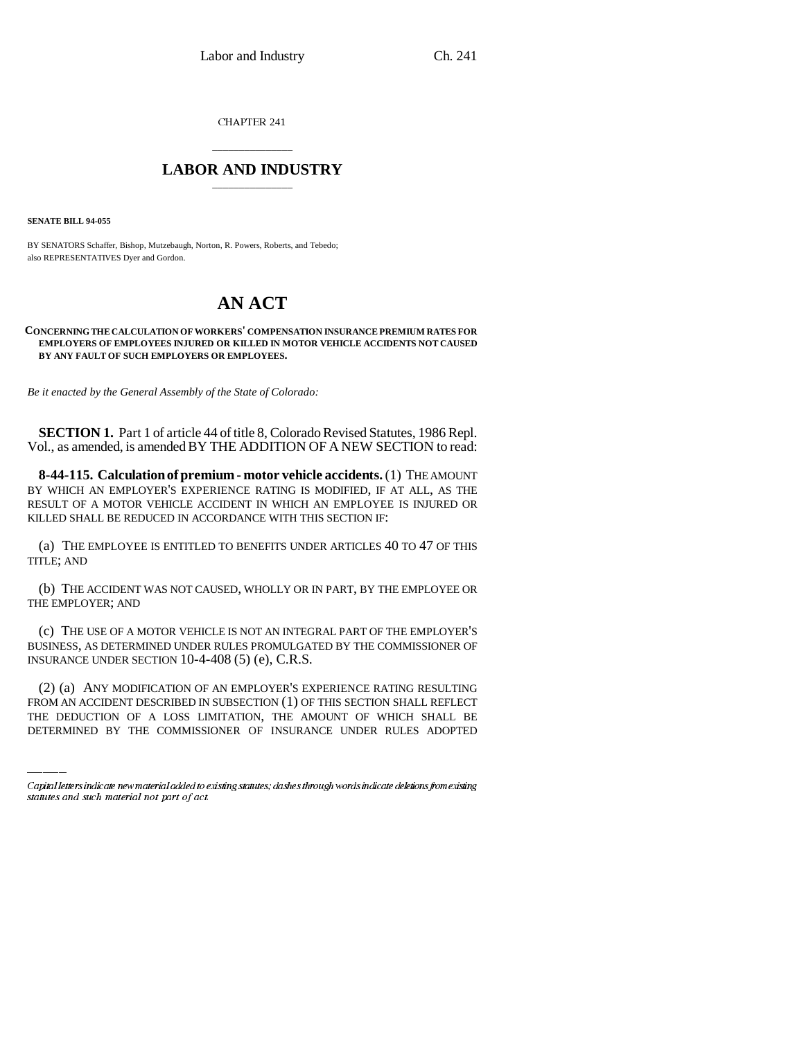CHAPTER 241

# LABOR AND INDUSTRY

**SENATE BILL 94-055**

BY SENATORS Schaffer, Bishop, Mutzebaugh, Norton, R. Powers, Roberts, and Tebedo; also REPRESENTATIVES Dyer and Gordon.

# AN ACT

**CONCERNING THE CALCULATION OF WORKERS' COMPENSATION INSURANCE PREMIUM RATES FOR EMPLOYERS OF EMPLOYEES INJURED OR KILLED IN MOTOR VEHICLE ACCIDENTS NOT CAUSED BY ANY FAULT OF SUCH EMPLOYERS OR EMPLOYEES.**

*Be it enacted by the General Assembly of the State of Colorado:*

**SECTION 1.** Part 1 of article 44 of title 8, Colorado Revised Statutes, 1986 Repl. Vol., as amended, is amended BY THE ADDITION OF A NEW SECTION to read:

**8-44-115. Calculation of premium - motor vehicle accidents.** (1) THE AMOUNT BY WHICH AN EMPLOYER'S EXPERIENCE RATING IS MODIFIED, IF AT ALL, AS THE RESULT OF A MOTOR VEHICLE ACCIDENT IN WHICH AN EMPLOYEE IS INJURED OR KILLED SHALL BE REDUCED IN ACCORDANCE WITH THIS SECTION IF:

(a) THE EMPLOYEE IS ENTITLED TO BENEFITS UNDER ARTICLES 40 TO 47 OF THIS TITLE; AND

(b) THE ACCIDENT WAS NOT CAUSED, WHOLLY OR IN PART, BY THE EMPLOYEE OR THE EMPLOYER; AND

(c) THE USE OF A MOTOR VEHICLE IS NOT AN INTEGRAL PART OF THE EMPLOYER'S BUSINESS, AS DETERMINED UNDER RULES PROMULGATED BY THE COMMISSIONER OF INSURANCE UNDER SECTION 10-4-408 (5) (e), C.R.S.

(2) (a) ANY MODIFICATION OF AN EMPLOYER'S EXPERIENCE RATING RESULTING FROM AN ACCIDENT DESCRIBED IN SUBSECTION (1) OF THIS SECTION SHALL REFLECT THE DEDUCTION OF A LOSS LIMITATION, THE AMOUNT OF WHICH SHALL BE DETERMINED BY THE COMMISSIONER OF INSURANCE UNDER RULES ADOPTED

Capital letters indicate new material added to existing statutes; dashes through words indicate deletions from existing statutes and such material not part of act.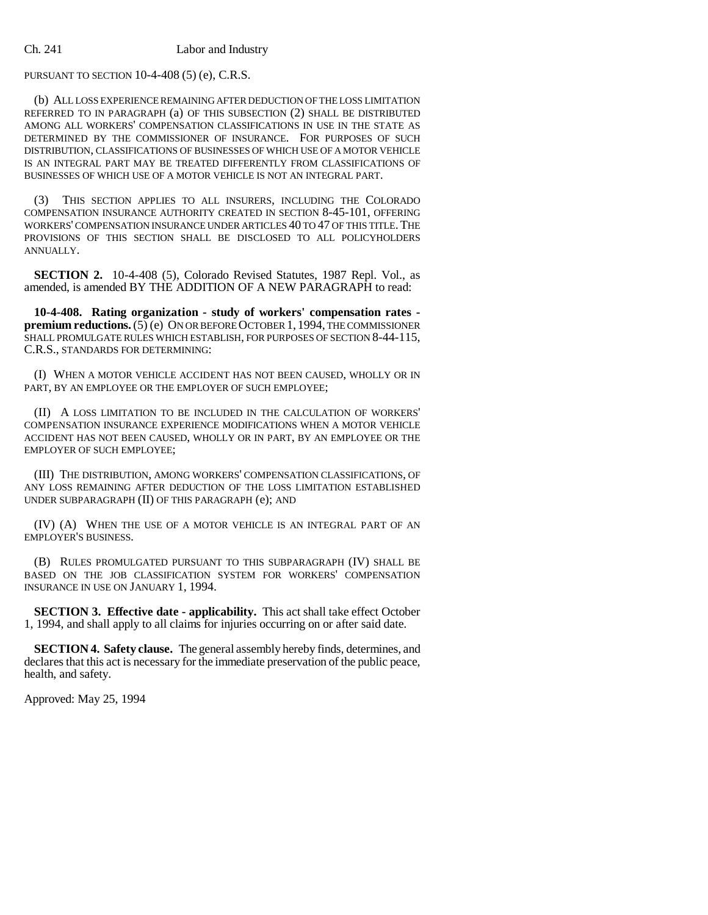PURSUANT TO SECTION 10-4-408 (5) (e), C.R.S.

(b) ALL LOSS EXPERIENCE REMAINING AFTER DEDUCTION OF THE LOSS LIMITATION REFERRED TO IN PARAGRAPH (a) OF THIS SUBSECTION (2) SHALL BE DISTRIBUTED AMONG ALL WORKERS' COMPENSATION CLASSIFICATIONS IN USE IN THE STATE AS DETERMINED BY THE COMMISSIONER OF INSURANCE. FOR PURPOSES OF SUCH DISTRIBUTION, CLASSIFICATIONS OF BUSINESSES OF WHICH USE OF A MOTOR VEHICLE IS AN INTEGRAL PART MAY BE TREATED DIFFERENTLY FROM CLASSIFICATIONS OF BUSINESSES OF WHICH USE OF A MOTOR VEHICLE IS NOT AN INTEGRAL PART.

(3) THIS SECTION APPLIES TO ALL INSURERS, INCLUDING THE COLORADO COMPENSATION INSURANCE AUTHORITY CREATED IN SECTION 8-45-101, OFFERING WORKERS' COMPENSATION INSURANCE UNDER ARTICLES 40 TO 47 OF THIS TITLE. THE PROVISIONS OF THIS SECTION SHALL BE DISCLOSED TO ALL POLICYHOLDERS ANNUALLY.

**SECTION 2.** 10-4-408 (5), Colorado Revised Statutes, 1987 Repl. Vol., as amended, is amended BY THE ADDITION OF A NEW PARAGRAPH to read:

**10-4-408. Rating organization - study of workers' compensation rates - premium reductions.** (5) (e) ON OR BEFORE OCTOBER 1, 1994, THE COMMISSIONER SHALL PROMULGATE RULES WHICH ESTABLISH, FOR PURPOSES OF SECTION 8-44-115, C.R.S., STANDARDS FOR DETERMINING:

(I) WHEN A MOTOR VEHICLE ACCIDENT HAS NOT BEEN CAUSED, WHOLLY OR IN PART, BY AN EMPLOYEE OR THE EMPLOYER OF SUCH EMPLOYEE;

(II) A LOSS LIMITATION TO BE INCLUDED IN THE CALCULATION OF WORKERS' COMPENSATION INSURANCE EXPERIENCE MODIFICATIONS WHEN A MOTOR VEHICLE ACCIDENT HAS NOT BEEN CAUSED, WHOLLY OR IN PART, BY AN EMPLOYEE OR THE EMPLOYER OF SUCH EMPLOYEE;

(III) THE DISTRIBUTION, AMONG WORKERS' COMPENSATION CLASSIFICATIONS, OF ANY LOSS REMAINING AFTER DEDUCTION OF THE LOSS LIMITATION ESTABLISHED UNDER SUBPARAGRAPH (II) OF THIS PARAGRAPH (e); AND

(IV) (A) WHEN THE USE OF A MOTOR VEHICLE IS AN INTEGRAL PART OF AN EMPLOYER'S BUSINESS.

(B) RULES PROMULGATED PURSUANT TO THIS SUBPARAGRAPH (IV) SHALL BE BASED ON THE JOB CLASSIFICATION SYSTEM FOR WORKERS' COMPENSATION INSURANCE IN USE ON JANUARY 1, 1994.

**SECTION 3. Effective date - applicability.** This act shall take effect October 1, 1994, and shall apply to all claims for injuries occurring on or after said date.

**SECTION 4. Safety clause.** The general assembly hereby finds, determines, and declares that this act is necessary for the immediate preservation of the public peace, health, and safety.

Approved: May 25, 1994